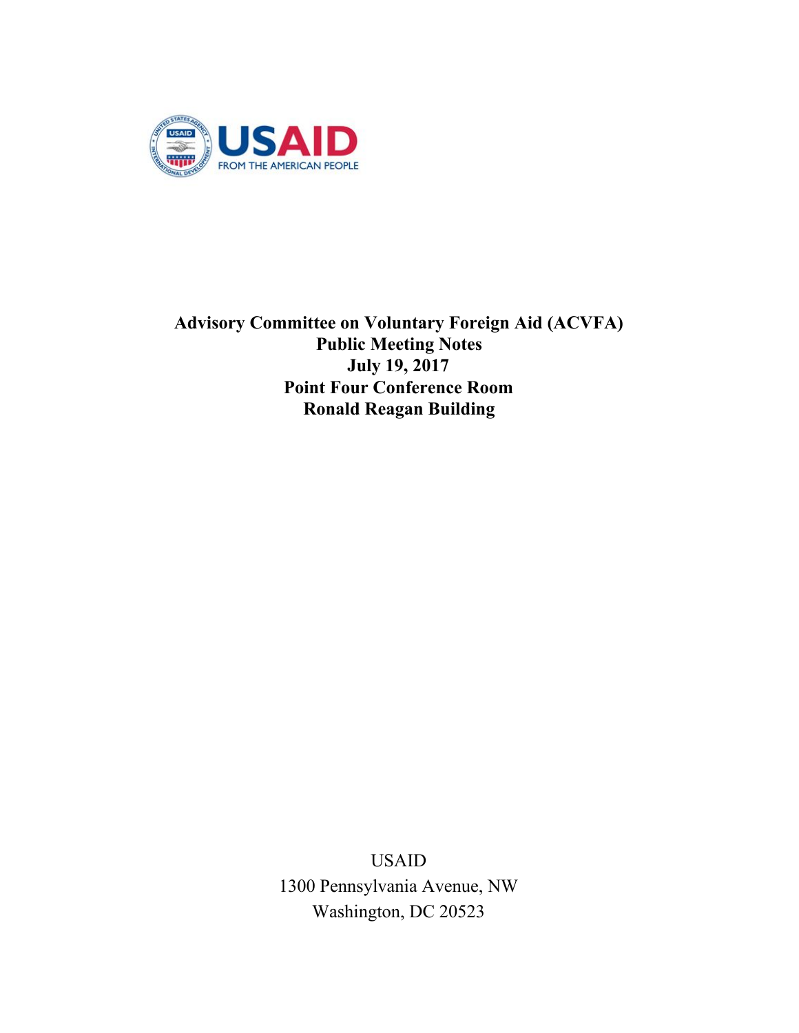USAID
FROM THE AMERICAN PEOPLE

# Advisory Committee on Voluntary Foreign Aid (ACVFA)
## Public Meeting Notes
## July 19, 2017
## Point Four Conference Room
## Ronald Reagan Building

USAID
1300 Pennsylvania Avenue, NW
Washington, DC 20523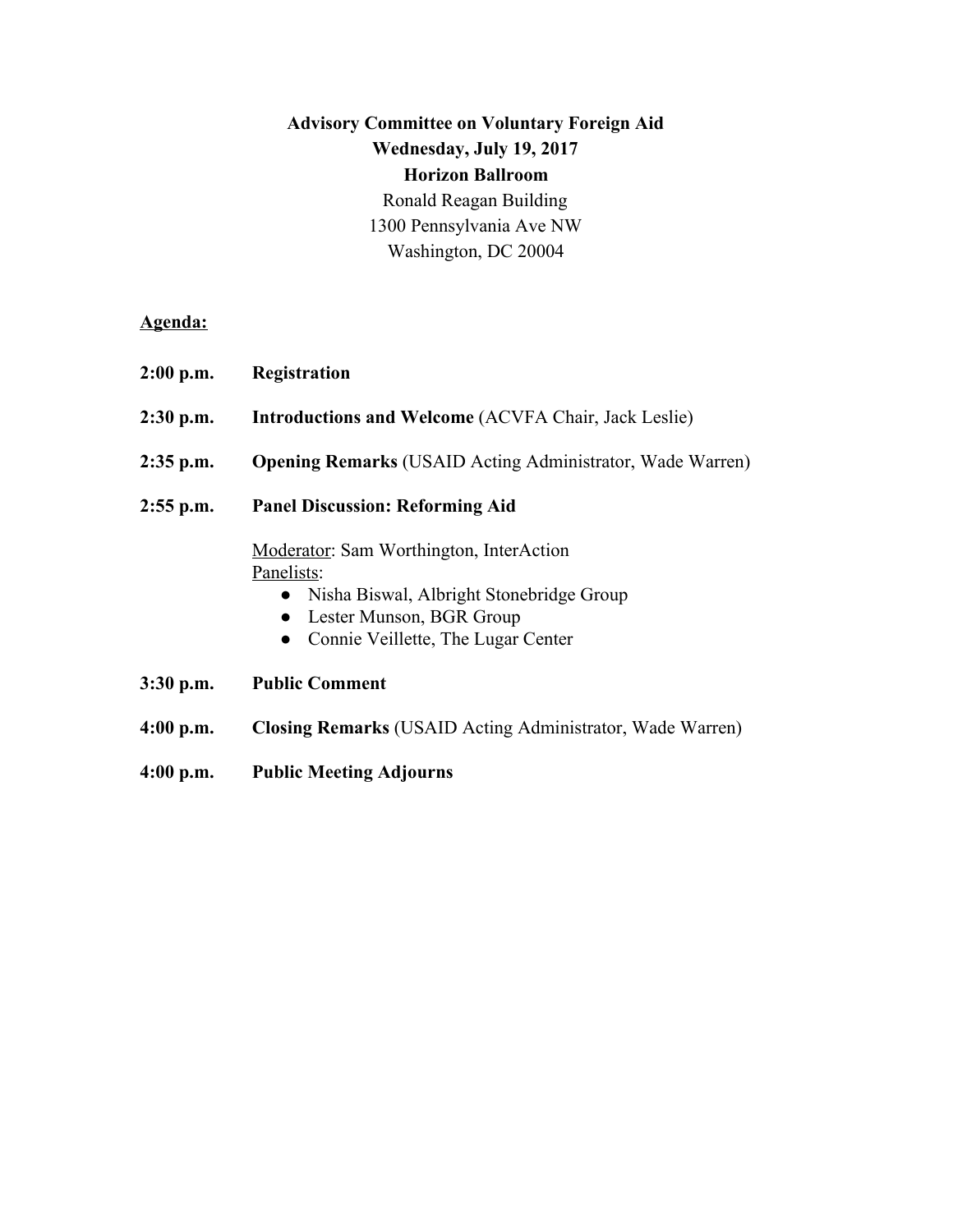**Advisory Committee on Voluntary Foreign Aid**
**Wednesday, July 19, 2017**
**Horizon Ballroom**
Ronald Reagan Building
1300 Pennsylvania Ave NW
Washington, DC 20004

**Agenda:**

**2:00 p.m.** **Registration**

**2:30 p.m.** **Introductions and Welcome** (ACVFA Chair, Jack Leslie)

**2:35 p.m.** **Opening Remarks** (USAID Acting Administrator, Wade Warren)

**2:55 p.m.** **Panel Discussion: Reforming Aid**

Moderator: Sam Worthington, InterAction
Panelists:

- Nisha Biswal, Albright Stonebridge Group
- Lester Munson, BGR Group
- Connie Veillette, The Lugar Center

**3:30 p.m.** **Public Comment**

**4:00 p.m.** **Closing Remarks** (USAID Acting Administrator, Wade Warren)

**4:00 p.m.** **Public Meeting Adjourns**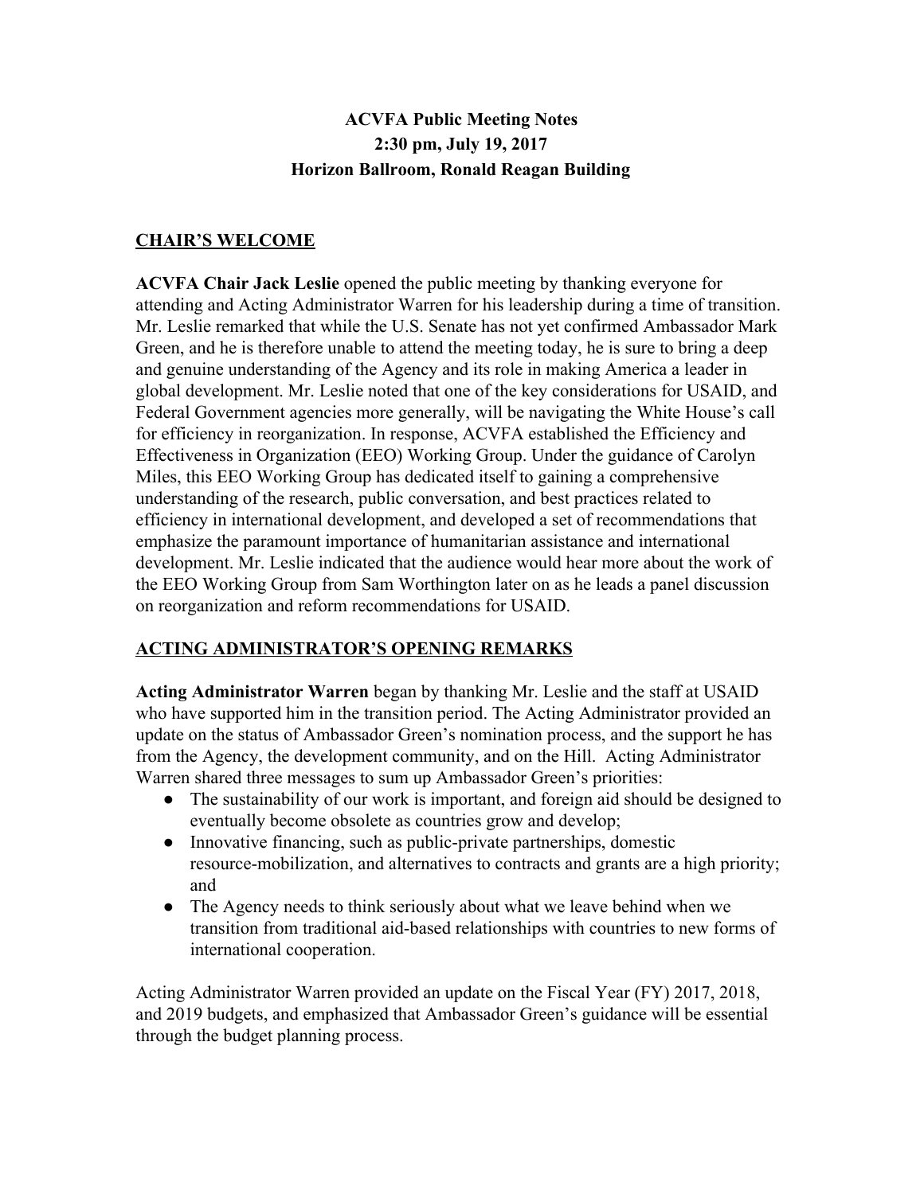**ACVFA Public Meeting Notes**
**2:30 pm, July 19, 2017**
**Horizon Ballroom, Ronald Reagan Building**

## CHAIR'S WELCOME

**ACVFA Chair Jack Leslie** opened the public meeting by thanking everyone for attending and Acting Administrator Warren for his leadership during a time of transition. Mr. Leslie remarked that while the U.S. Senate has not yet confirmed Ambassador Mark Green, and he is therefore unable to attend the meeting today, he is sure to bring a deep and genuine understanding of the Agency and its role in making America a leader in global development. Mr. Leslie noted that one of the key considerations for USAID, and Federal Government agencies more generally, will be navigating the White House's call for efficiency in reorganization. In response, ACVFA established the Efficiency and Effectiveness in Organization (EEO) Working Group. Under the guidance of Carolyn Miles, this EEO Working Group has dedicated itself to gaining a comprehensive understanding of the research, public conversation, and best practices related to efficiency in international development, and developed a set of recommendations that emphasize the paramount importance of humanitarian assistance and international development. Mr. Leslie indicated that the audience would hear more about the work of the EEO Working Group from Sam Worthington later on as he leads a panel discussion on reorganization and reform recommendations for USAID.

## ACTING ADMINISTRATOR'S OPENING REMARKS

**Acting Administrator Warren** began by thanking Mr. Leslie and the staff at USAID who have supported him in the transition period. The Acting Administrator provided an update on the status of Ambassador Green's nomination process, and the support he has from the Agency, the development community, and on the Hill. Acting Administrator Warren shared three messages to sum up Ambassador Green's priorities:

- The sustainability of our work is important, and foreign aid should be designed to eventually become obsolete as countries grow and develop;
- Innovative financing, such as public-private partnerships, domestic resource-mobilization, and alternatives to contracts and grants are a high priority; and
- The Agency needs to think seriously about what we leave behind when we transition from traditional aid-based relationships with countries to new forms of international cooperation.

Acting Administrator Warren provided an update on the Fiscal Year (FY) 2017, 2018, and 2019 budgets, and emphasized that Ambassador Green's guidance will be essential through the budget planning process.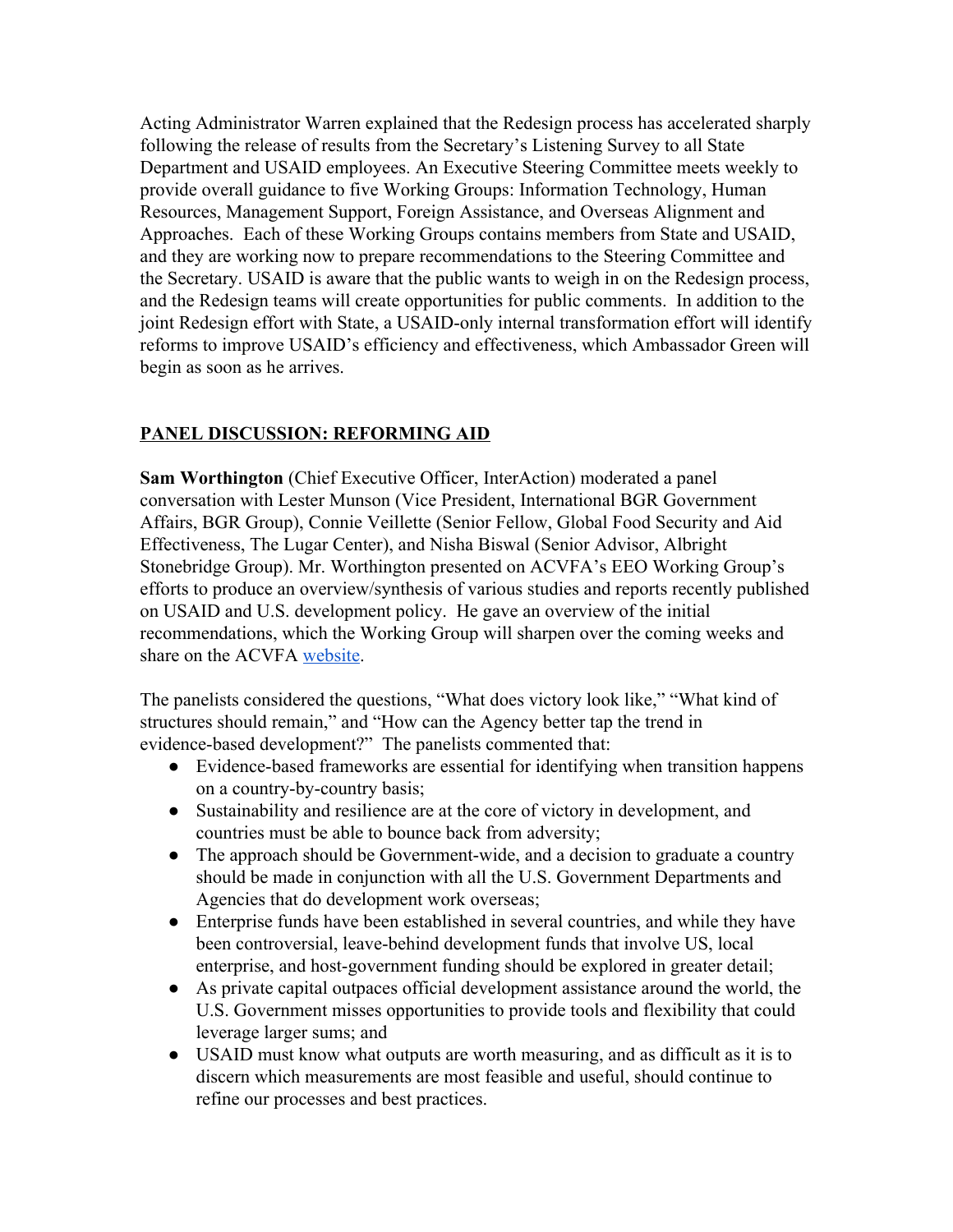Acting Administrator Warren explained that the Redesign process has accelerated sharply following the release of results from the Secretary's Listening Survey to all State Department and USAID employees. An Executive Steering Committee meets weekly to provide overall guidance to five Working Groups: Information Technology, Human Resources, Management Support, Foreign Assistance, and Overseas Alignment and Approaches. Each of these Working Groups contains members from State and USAID, and they are working now to prepare recommendations to the Steering Committee and the Secretary. USAID is aware that the public wants to weigh in on the Redesign process, and the Redesign teams will create opportunities for public comments. In addition to the joint Redesign effort with State, a USAID-only internal transformation effort will identify reforms to improve USAID's efficiency and effectiveness, which Ambassador Green will begin as soon as he arrives.

## PANEL DISCUSSION: REFORMING AID

**Sam Worthington** (Chief Executive Officer, InterAction) moderated a panel conversation with Lester Munson (Vice President, International BGR Government Affairs, BGR Group), Connie Veillette (Senior Fellow, Global Food Security and Aid Effectiveness, The Lugar Center), and Nisha Biswal (Senior Advisor, Albright Stonebridge Group). Mr. Worthington presented on ACVFA's EEO Working Group's efforts to produce an overview/synthesis of various studies and reports recently published on USAID and U.S. development policy. He gave an overview of the initial recommendations, which the Working Group will sharpen over the coming weeks and share on the ACVFA website.

The panelists considered the questions, "What does victory look like," "What kind of structures should remain," and "How can the Agency better tap the trend in evidence-based development?" The panelists commented that:

- Evidence-based frameworks are essential for identifying when transition happens on a country-by-country basis;
- Sustainability and resilience are at the core of victory in development, and countries must be able to bounce back from adversity;
- The approach should be Government-wide, and a decision to graduate a country should be made in conjunction with all the U.S. Government Departments and Agencies that do development work overseas;
- Enterprise funds have been established in several countries, and while they have been controversial, leave-behind development funds that involve US, local enterprise, and host-government funding should be explored in greater detail;
- As private capital outpaces official development assistance around the world, the U.S. Government misses opportunities to provide tools and flexibility that could leverage larger sums; and
- USAID must know what outputs are worth measuring, and as difficult as it is to discern which measurements are most feasible and useful, should continue to refine our processes and best practices.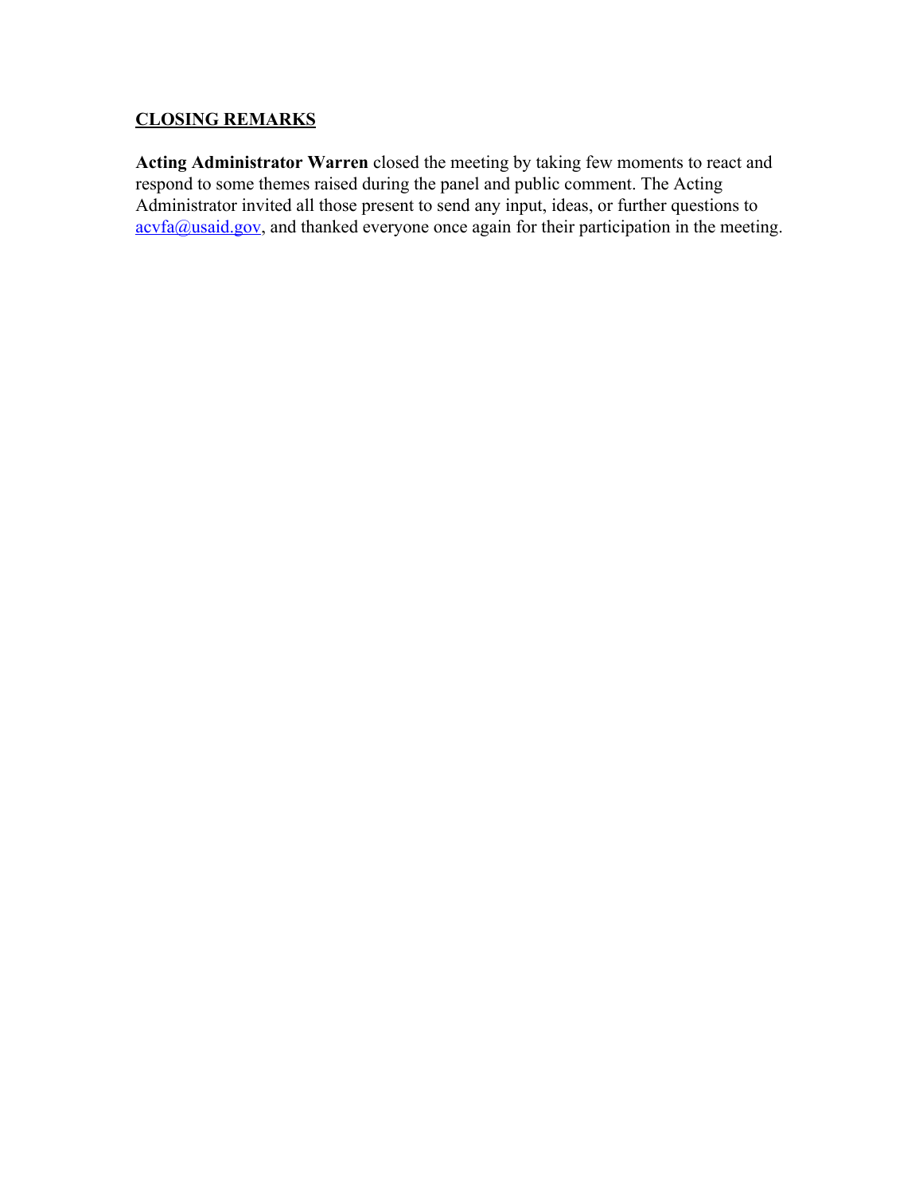## CLOSING REMARKS

**Acting Administrator Warren** closed the meeting by taking few moments to react and respond to some themes raised during the panel and public comment. The Acting Administrator invited all those present to send any input, ideas, or further questions to acvfa@usaid.gov, and thanked everyone once again for their participation in the meeting.